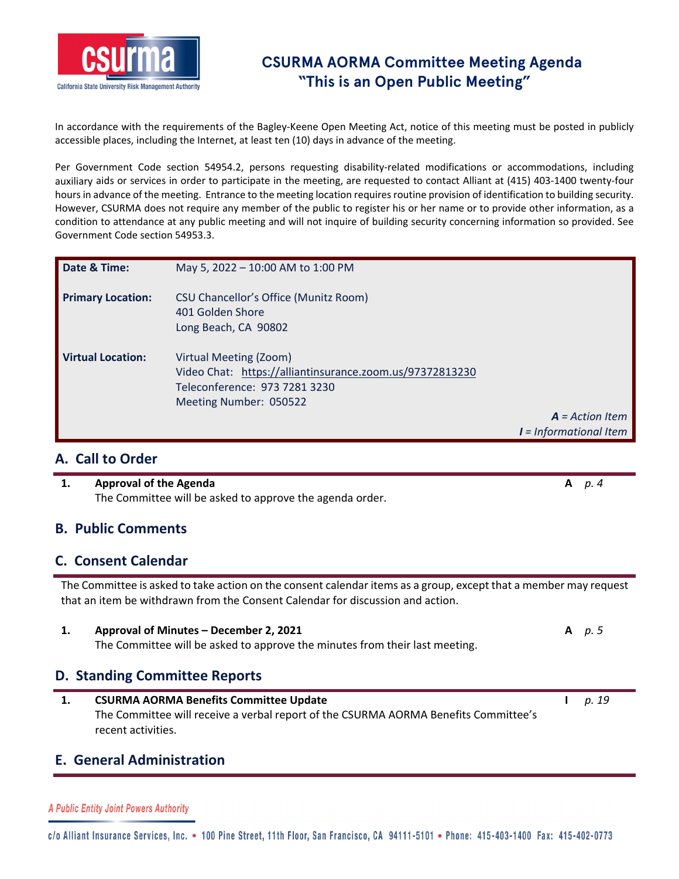# CSURMA AORMA Committee Meeting Agenda
## "This is an Open Public Meeting"

In accordance with the requirements of the Bagley-Keene Open Meeting Act, notice of this meeting must be posted in publicly accessible places, including the Internet, at least ten (10) days in advance of the meeting.

Per Government Code section 54954.2, persons requesting disability-related modifications or accommodations, including auxiliary aids or services in order to participate in the meeting, are requested to contact Alliant at (415) 403-1400 twenty-four hours in advance of the meeting. Entrance to the meeting location requires routine provision of identification to building security. However, CSURMA does not require any member of the public to register his or her name or to provide other information, as a condition to attendance at any public meeting and will not inquire of building security concerning information so provided. See Government Code section 54953.3.

| | |
|---|---|
| **Date & Time:** | May 5, 2022 – 10:00 AM to 1:00 PM |
| **Primary Location:** | CSU Chancellor's Office (Munitz Room)<br>401 Golden Shore<br>Long Beach, CA 90802 |
| **Virtual Location:** | Virtual Meeting (Zoom)<br>Video Chat: https://alliantinsurance.zoom.us/97372813230<br>Teleconference: 973 7281 3230<br>Meeting Number: 050522 |

***A** = Action Item*
***I** = Informational Item*

## A. Call to Order

| | | | |
|---|---|---|---|
| **1.** | **Approval of the Agenda**<br>The Committee will be asked to approve the agenda order. | **A** | *p. 4* |

## B. Public Comments

## C. Consent Calendar

The Committee is asked to take action on the consent calendar items as a group, except that a member may request that an item be withdrawn from the Consent Calendar for discussion and action.

| | | | |
|---|---|---|---|
| **1.** | **Approval of Minutes – December 2, 2021**<br>The Committee will be asked to approve the minutes from their last meeting. | **A** | *p. 5* |

## D. Standing Committee Reports

| | | | |
|---|---|---|---|
| **1.** | **CSURMA AORMA Benefits Committee Update**<br>The Committee will receive a verbal report of the CSURMA AORMA Benefits Committee's recent activities. | **I** | *p. 19* |

## E. General Administration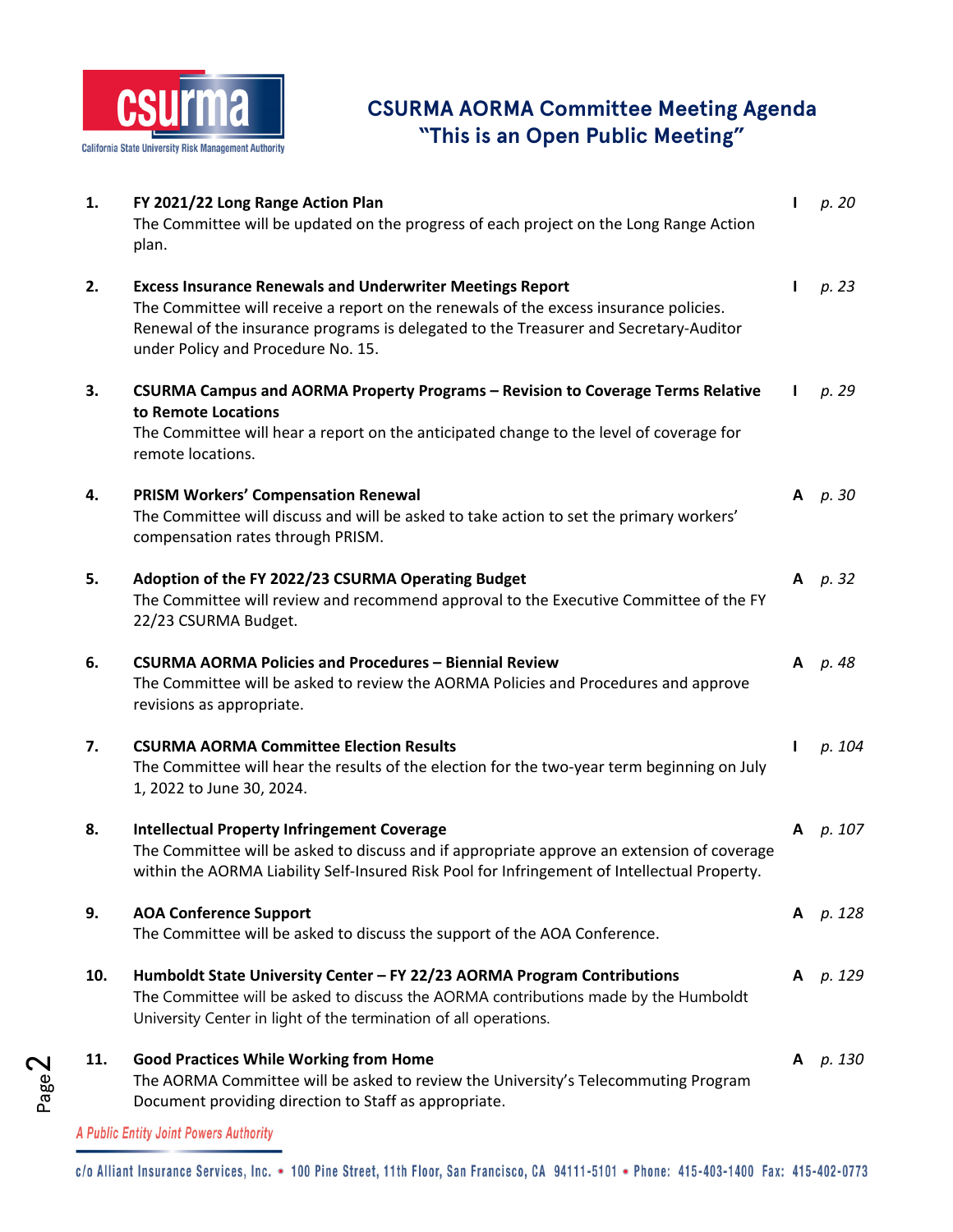# CSURMA AORMA Committee Meeting Agenda

## "This is an Open Public Meeting"

| No. | Item | Type | Page |
|---|---|---|---|
| 1. | **FY 2021/22 Long Range Action Plan**<br>The Committee will be updated on the progress of each project on the Long Range Action plan. | I | *p. 20* |
| 2. | **Excess Insurance Renewals and Underwriter Meetings Report**<br>The Committee will receive a report on the renewals of the excess insurance policies. Renewal of the insurance programs is delegated to the Treasurer and Secretary-Auditor under Policy and Procedure No. 15. | I | *p. 23* |
| 3. | **CSURMA Campus and AORMA Property Programs – Revision to Coverage Terms Relative to Remote Locations**<br>The Committee will hear a report on the anticipated change to the level of coverage for remote locations. | I | *p. 29* |
| 4. | **PRISM Workers' Compensation Renewal**<br>The Committee will discuss and will be asked to take action to set the primary workers' compensation rates through PRISM. | A | *p. 30* |
| 5. | **Adoption of the FY 2022/23 CSURMA Operating Budget**<br>The Committee will review and recommend approval to the Executive Committee of the FY 22/23 CSURMA Budget. | A | *p. 32* |
| 6. | **CSURMA AORMA Policies and Procedures – Biennial Review**<br>The Committee will be asked to review the AORMA Policies and Procedures and approve revisions as appropriate. | A | *p. 48* |
| 7. | **CSURMA AORMA Committee Election Results**<br>The Committee will hear the results of the election for the two-year term beginning on July 1, 2022 to June 30, 2024. | I | *p. 104* |
| 8. | **Intellectual Property Infringement Coverage**<br>The Committee will be asked to discuss and if appropriate approve an extension of coverage within the AORMA Liability Self-Insured Risk Pool for Infringement of Intellectual Property. | A | *p. 107* |
| 9. | **AOA Conference Support**<br>The Committee will be asked to discuss the support of the AOA Conference. | A | *p. 128* |
| 10. | **Humboldt State University Center – FY 22/23 AORMA Program Contributions**<br>The Committee will be asked to discuss the AORMA contributions made by the Humboldt University Center in light of the termination of all operations. | A | *p. 129* |
| 11. | **Good Practices While Working from Home**<br>The AORMA Committee will be asked to review the University's Telecommuting Program Document providing direction to Staff as appropriate. | A | *p. 130* |

*A Public Entity Joint Powers Authority*

c/o Alliant Insurance Services, Inc. • 100 Pine Street, 11th Floor, San Francisco, CA 94111-5101 • Phone: 415-403-1400 Fax: 415-402-0773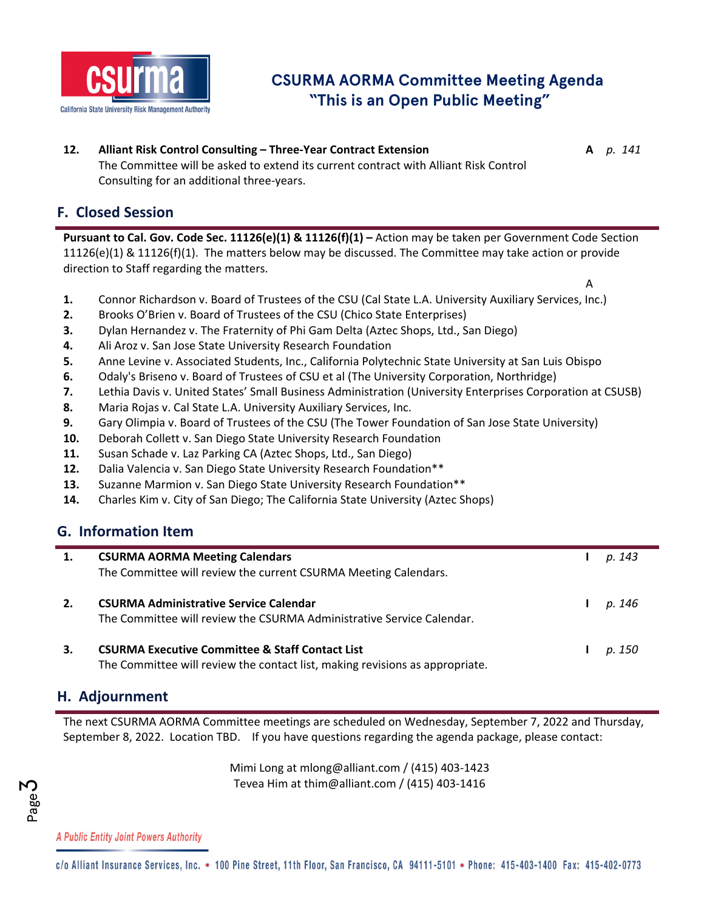# CSURMA AORMA Committee Meeting Agenda
## "This is an Open Public Meeting"

**12. Alliant Risk Control Consulting – Three-Year Contract Extension** **A** *p. 141*
The Committee will be asked to extend its current contract with Alliant Risk Control Consulting for an additional three-years.

## F. Closed Session

**Pursuant to Cal. Gov. Code Sec. 11126(e)(1) & 11126(f)(1) –** Action may be taken per Government Code Section 11126(e)(1) & 11126(f)(1). The matters below may be discussed. The Committee may take action or provide direction to Staff regarding the matters.

A

1. Connor Richardson v. Board of Trustees of the CSU (Cal State L.A. University Auxiliary Services, Inc.)
2. Brooks O'Brien v. Board of Trustees of the CSU (Chico State Enterprises)
3. Dylan Hernandez v. The Fraternity of Phi Gam Delta (Aztec Shops, Ltd., San Diego)
4. Ali Aroz v. San Jose State University Research Foundation
5. Anne Levine v. Associated Students, Inc., California Polytechnic State University at San Luis Obispo
6. Odaly's Briseno v. Board of Trustees of CSU et al (The University Corporation, Northridge)
7. Lethia Davis v. United States' Small Business Administration (University Enterprises Corporation at CSUSB)
8. Maria Rojas v. Cal State L.A. University Auxiliary Services, Inc.
9. Gary Olimpia v. Board of Trustees of the CSU (The Tower Foundation of San Jose State University)
10. Deborah Collett v. San Diego State University Research Foundation
11. Susan Schade v. Laz Parking CA (Aztec Shops, Ltd., San Diego)
12. Dalia Valencia v. San Diego State University Research Foundation**
13. Suzanne Marmion v. San Diego State University Research Foundation**
14. Charles Kim v. City of San Diego; The California State University (Aztec Shops)

## G. Information Item

**1. CSURMA AORMA Meeting Calendars** **I** *p. 143*
The Committee will review the current CSURMA Meeting Calendars.

**2. CSURMA Administrative Service Calendar** **I** *p. 146*
The Committee will review the CSURMA Administrative Service Calendar.

**3. CSURMA Executive Committee & Staff Contact List** **I** *p. 150*
The Committee will review the contact list, making revisions as appropriate.

## H. Adjournment

The next CSURMA AORMA Committee meetings are scheduled on Wednesday, September 7, 2022 and Thursday, September 8, 2022. Location TBD. If you have questions regarding the agenda package, please contact:

Mimi Long at mlong@alliant.com / (415) 403-1423
Tevea Him at thim@alliant.com / (415) 403-1416

*A Public Entity Joint Powers Authority*

c/o Alliant Insurance Services, Inc. • 100 Pine Street, 11th Floor, San Francisco, CA 94111-5101 • Phone: 415-403-1400 Fax: 415-402-0773